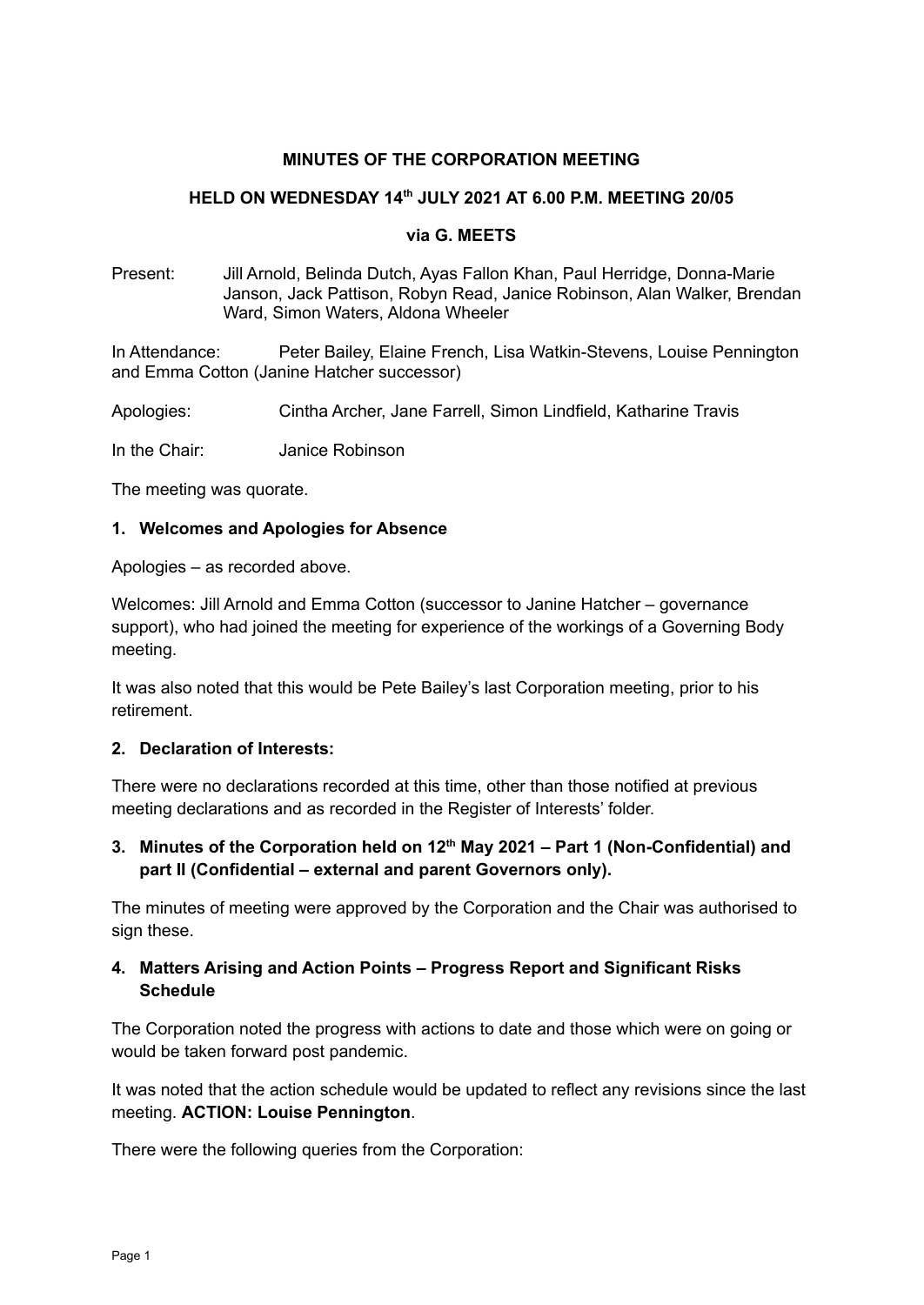**MINUTES OF THE CORPORATION MEETING**

**HELD ON WEDNESDAY 14th JULY 2021 AT 6.00 P.M. MEETING 20/05**

**via G. MEETS**

Present: Jill Arnold, Belinda Dutch, Ayas Fallon Khan, Paul Herridge, Donna-Marie Janson, Jack Pattison, Robyn Read, Janice Robinson, Alan Walker, Brendan Ward, Simon Waters, Aldona Wheeler

In Attendance: Peter Bailey, Elaine French, Lisa Watkin-Stevens, Louise Pennington and Emma Cotton (Janine Hatcher successor)

Apologies: Cintha Archer, Jane Farrell, Simon Lindfield, Katharine Travis

In the Chair: Janice Robinson

The meeting was quorate.

**1. Welcomes and Apologies for Absence**

Apologies – as recorded above.

Welcomes: Jill Arnold and Emma Cotton (successor to Janine Hatcher – governance support), who had joined the meeting for experience of the workings of a Governing Body meeting.

It was also noted that this would be Pete Bailey's last Corporation meeting, prior to his retirement.

**2. Declaration of Interests:**

There were no declarations recorded at this time, other than those notified at previous meeting declarations and as recorded in the Register of Interests' folder.

**3. Minutes of the Corporation held on 12th May 2021 – Part 1 (Non-Confidential) and part II (Confidential – external and parent Governors only).**

The minutes of meeting were approved by the Corporation and the Chair was authorised to sign these.

**4. Matters Arising and Action Points – Progress Report and Significant Risks Schedule**

The Corporation noted the progress with actions to date and those which were on going or would be taken forward post pandemic.

It was noted that the action schedule would be updated to reflect any revisions since the last meeting. **ACTION: Louise Pennington**.

There were the following queries from the Corporation: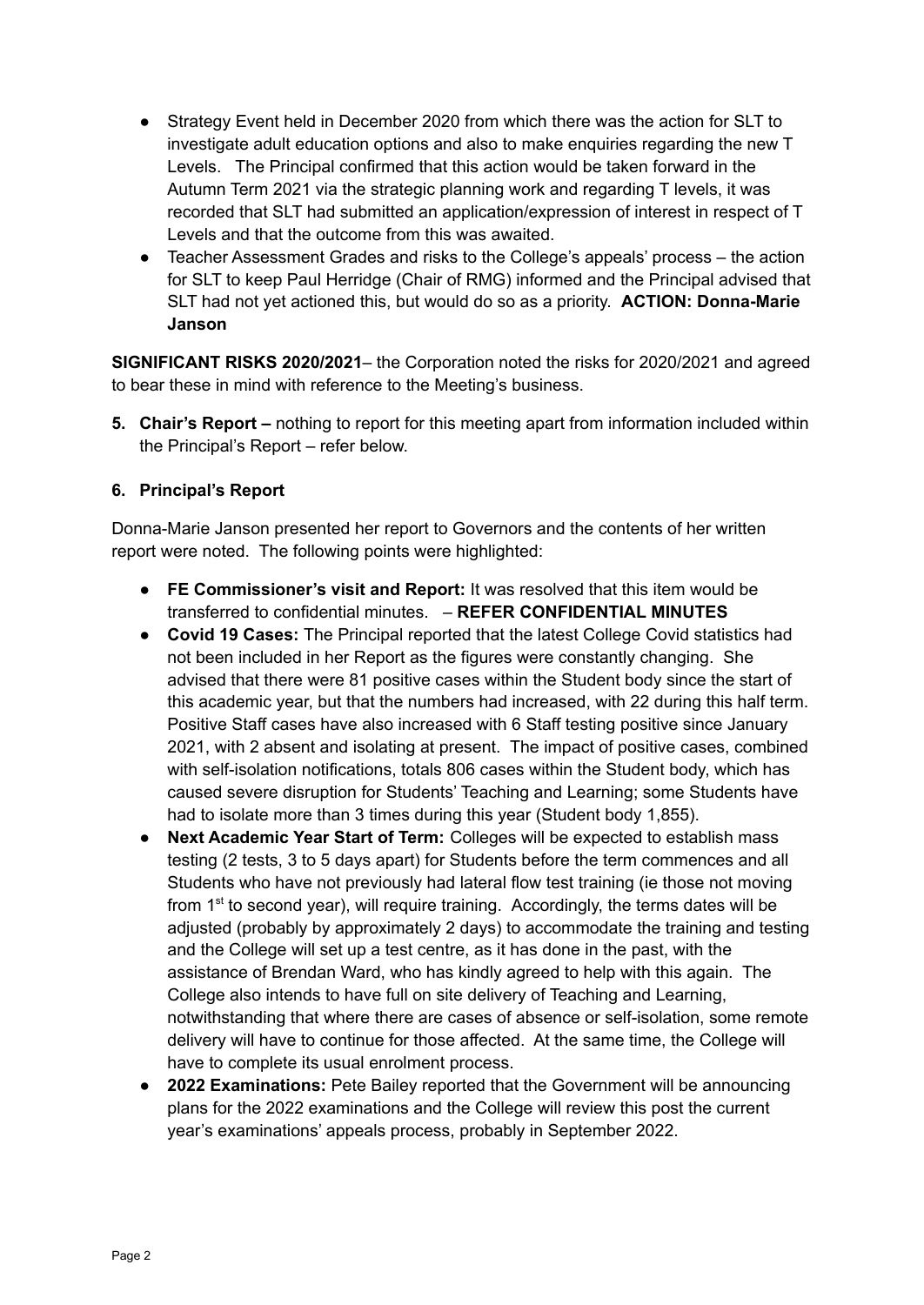- Strategy Event held in December 2020 from which there was the action for SLT to investigate adult education options and also to make enquiries regarding the new T Levels. The Principal confirmed that this action would be taken forward in the Autumn Term 2021 via the strategic planning work and regarding T levels, it was recorded that SLT had submitted an application/expression of interest in respect of T Levels and that the outcome from this was awaited.
- Teacher Assessment Grades and risks to the College's appeals' process – the action for SLT to keep Paul Herridge (Chair of RMG) informed and the Principal advised that SLT had not yet actioned this, but would do so as a priority. **ACTION: Donna-Marie Janson**

**SIGNIFICANT RISKS 2020/2021**– the Corporation noted the risks for 2020/2021 and agreed to bear these in mind with reference to the Meeting's business.

5. **Chair's Report –** nothing to report for this meeting apart from information included within the Principal's Report – refer below.

6. **Principal's Report**

Donna-Marie Janson presented her report to Governors and the contents of her written report were noted. The following points were highlighted:

- **FE Commissioner's visit and Report:** It was resolved that this item would be transferred to confidential minutes. – **REFER CONFIDENTIAL MINUTES**
- **Covid 19 Cases:** The Principal reported that the latest College Covid statistics had not been included in her Report as the figures were constantly changing. She advised that there were 81 positive cases within the Student body since the start of this academic year, but that the numbers had increased, with 22 during this half term. Positive Staff cases have also increased with 6 Staff testing positive since January 2021, with 2 absent and isolating at present. The impact of positive cases, combined with self-isolation notifications, totals 806 cases within the Student body, which has caused severe disruption for Students' Teaching and Learning; some Students have had to isolate more than 3 times during this year (Student body 1,855).
- **Next Academic Year Start of Term:** Colleges will be expected to establish mass testing (2 tests, 3 to 5 days apart) for Students before the term commences and all Students who have not previously had lateral flow test training (ie those not moving from 1st to second year), will require training. Accordingly, the terms dates will be adjusted (probably by approximately 2 days) to accommodate the training and testing and the College will set up a test centre, as it has done in the past, with the assistance of Brendan Ward, who has kindly agreed to help with this again. The College also intends to have full on site delivery of Teaching and Learning, notwithstanding that where there are cases of absence or self-isolation, some remote delivery will have to continue for those affected. At the same time, the College will have to complete its usual enrolment process.
- **2022 Examinations:** Pete Bailey reported that the Government will be announcing plans for the 2022 examinations and the College will review this post the current year's examinations' appeals process, probably in September 2022.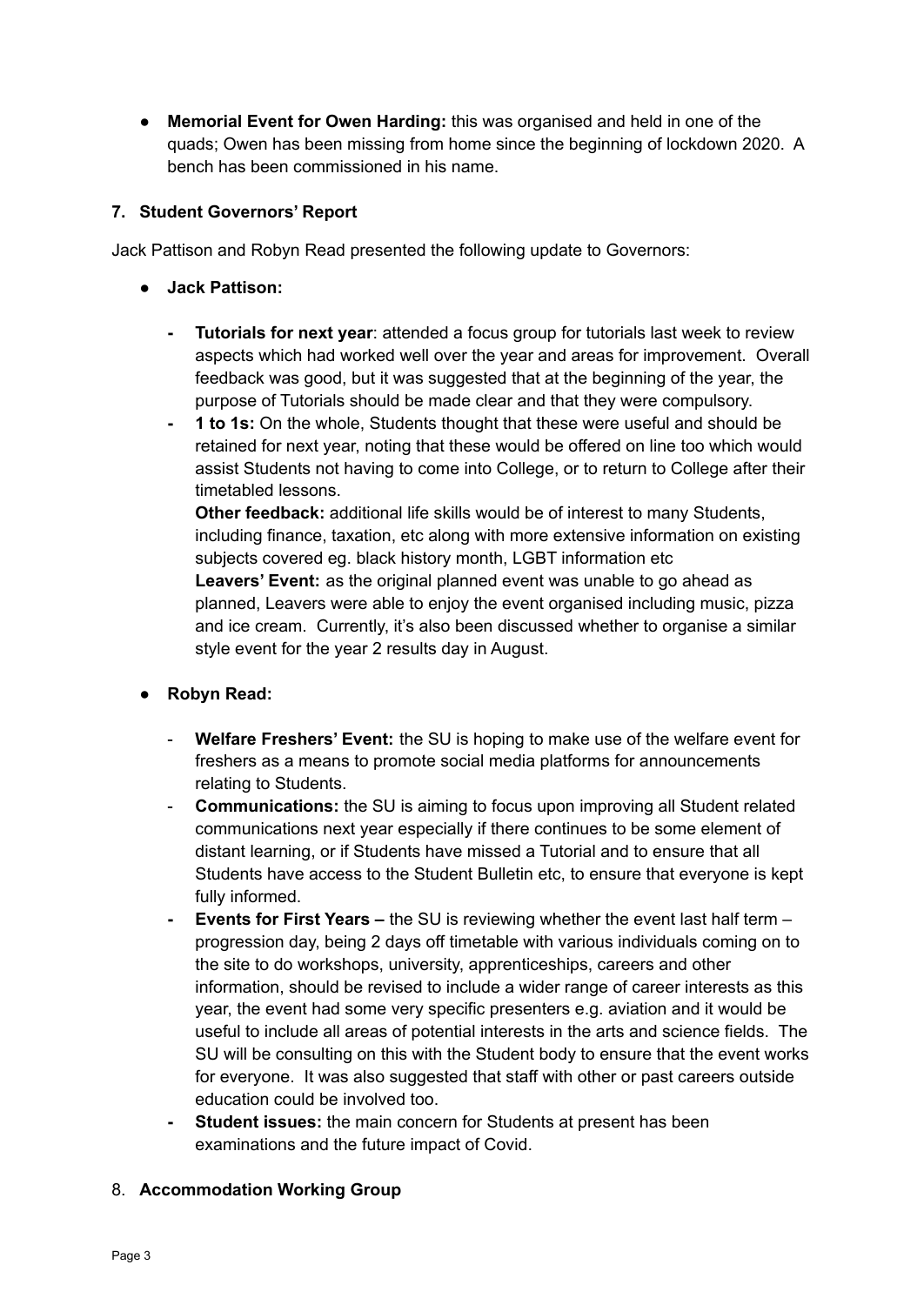- **Memorial Event for Owen Harding:** this was organised and held in one of the quads; Owen has been missing from home since the beginning of lockdown 2020. A bench has been commissioned in his name.

## 7. Student Governors' Report

Jack Pattison and Robyn Read presented the following update to Governors:

- **Jack Pattison:**

  - **Tutorials for next year**: attended a focus group for tutorials last week to review aspects which had worked well over the year and areas for improvement. Overall feedback was good, but it was suggested that at the beginning of the year, the purpose of Tutorials should be made clear and that they were compulsory.
  - **1 to 1s:** On the whole, Students thought that these were useful and should be retained for next year, noting that these would be offered on line too which would assist Students not having to come into College, or to return to College after their timetabled lessons.

    **Other feedback:** additional life skills would be of interest to many Students, including finance, taxation, etc along with more extensive information on existing subjects covered eg. black history month, LGBT information etc

    **Leavers' Event:** as the original planned event was unable to go ahead as planned, Leavers were able to enjoy the event organised including music, pizza and ice cream. Currently, it's also been discussed whether to organise a similar style event for the year 2 results day in August.

- **Robyn Read:**

  - **Welfare Freshers' Event:** the SU is hoping to make use of the welfare event for freshers as a means to promote social media platforms for announcements relating to Students.
  - **Communications:** the SU is aiming to focus upon improving all Student related communications next year especially if there continues to be some element of distant learning, or if Students have missed a Tutorial and to ensure that all Students have access to the Student Bulletin etc, to ensure that everyone is kept fully informed.
  - **Events for First Years –** the SU is reviewing whether the event last half term – progression day, being 2 days off timetable with various individuals coming on to the site to do workshops, university, apprenticeships, careers and other information, should be revised to include a wider range of career interests as this year, the event had some very specific presenters e.g. aviation and it would be useful to include all areas of potential interests in the arts and science fields. The SU will be consulting on this with the Student body to ensure that the event works for everyone. It was also suggested that staff with other or past careers outside education could be involved too.
  - **Student issues:** the main concern for Students at present has been examinations and the future impact of Covid.

## 8. Accommodation Working Group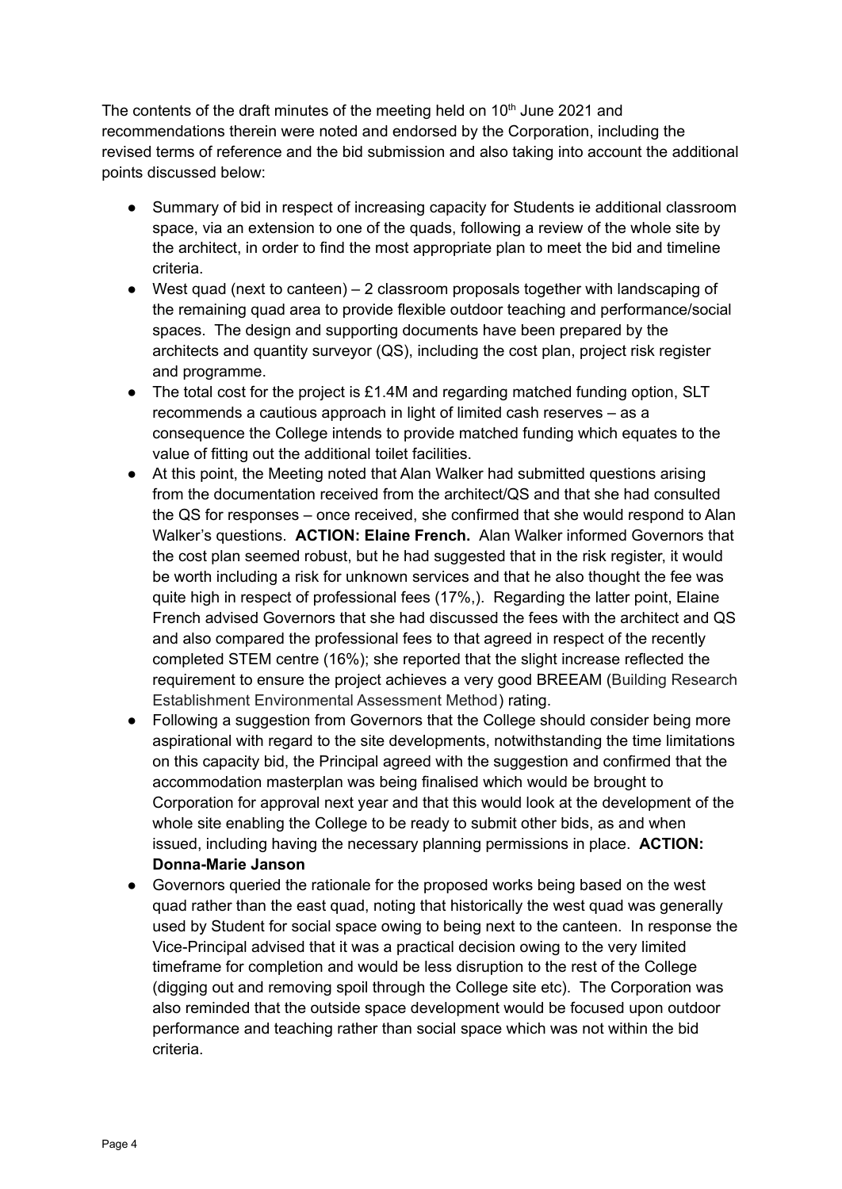The contents of the draft minutes of the meeting held on 10th June 2021 and recommendations therein were noted and endorsed by the Corporation, including the revised terms of reference and the bid submission and also taking into account the additional points discussed below:

- Summary of bid in respect of increasing capacity for Students ie additional classroom space, via an extension to one of the quads, following a review of the whole site by the architect, in order to find the most appropriate plan to meet the bid and timeline criteria.
- West quad (next to canteen) – 2 classroom proposals together with landscaping of the remaining quad area to provide flexible outdoor teaching and performance/social spaces. The design and supporting documents have been prepared by the architects and quantity surveyor (QS), including the cost plan, project risk register and programme.
- The total cost for the project is £1.4M and regarding matched funding option, SLT recommends a cautious approach in light of limited cash reserves – as a consequence the College intends to provide matched funding which equates to the value of fitting out the additional toilet facilities.
- At this point, the Meeting noted that Alan Walker had submitted questions arising from the documentation received from the architect/QS and that she had consulted the QS for responses – once received, she confirmed that she would respond to Alan Walker's questions. **ACTION: Elaine French.** Alan Walker informed Governors that the cost plan seemed robust, but he had suggested that in the risk register, it would be worth including a risk for unknown services and that he also thought the fee was quite high in respect of professional fees (17%,). Regarding the latter point, Elaine French advised Governors that she had discussed the fees with the architect and QS and also compared the professional fees to that agreed in respect of the recently completed STEM centre (16%); she reported that the slight increase reflected the requirement to ensure the project achieves a very good BREEAM (Building Research Establishment Environmental Assessment Method) rating.
- Following a suggestion from Governors that the College should consider being more aspirational with regard to the site developments, notwithstanding the time limitations on this capacity bid, the Principal agreed with the suggestion and confirmed that the accommodation masterplan was being finalised which would be brought to Corporation for approval next year and that this would look at the development of the whole site enabling the College to be ready to submit other bids, as and when issued, including having the necessary planning permissions in place. **ACTION: Donna-Marie Janson**
- Governors queried the rationale for the proposed works being based on the west quad rather than the east quad, noting that historically the west quad was generally used by Student for social space owing to being next to the canteen. In response the Vice-Principal advised that it was a practical decision owing to the very limited timeframe for completion and would be less disruption to the rest of the College (digging out and removing spoil through the College site etc). The Corporation was also reminded that the outside space development would be focused upon outdoor performance and teaching rather than social space which was not within the bid criteria.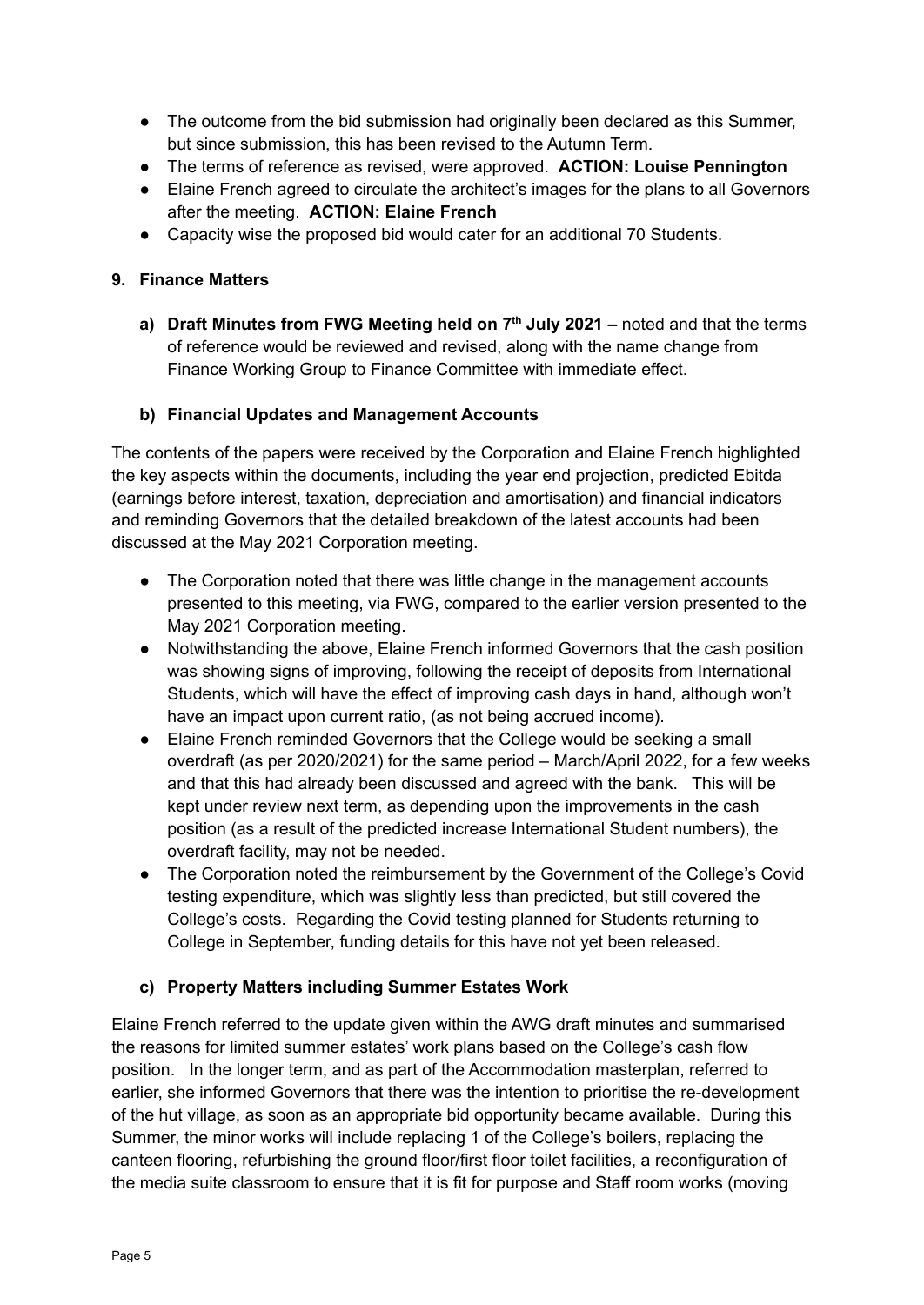- The outcome from the bid submission had originally been declared as this Summer, but since submission, this has been revised to the Autumn Term.
- The terms of reference as revised, were approved. **ACTION: Louise Pennington**
- Elaine French agreed to circulate the architect's images for the plans to all Governors after the meeting. **ACTION: Elaine French**
- Capacity wise the proposed bid would cater for an additional 70 Students.

### 9. Finance Matters

**a) Draft Minutes from FWG Meeting held on 7th July 2021 –** noted and that the terms of reference would be reviewed and revised, along with the name change from Finance Working Group to Finance Committee with immediate effect.

**b) Financial Updates and Management Accounts**

The contents of the papers were received by the Corporation and Elaine French highlighted the key aspects within the documents, including the year end projection, predicted Ebitda (earnings before interest, taxation, depreciation and amortisation) and financial indicators and reminding Governors that the detailed breakdown of the latest accounts had been discussed at the May 2021 Corporation meeting.

- The Corporation noted that there was little change in the management accounts presented to this meeting, via FWG, compared to the earlier version presented to the May 2021 Corporation meeting.
- Notwithstanding the above, Elaine French informed Governors that the cash position was showing signs of improving, following the receipt of deposits from International Students, which will have the effect of improving cash days in hand, although won't have an impact upon current ratio, (as not being accrued income).
- Elaine French reminded Governors that the College would be seeking a small overdraft (as per 2020/2021) for the same period – March/April 2022, for a few weeks and that this had already been discussed and agreed with the bank. This will be kept under review next term, as depending upon the improvements in the cash position (as a result of the predicted increase International Student numbers), the overdraft facility, may not be needed.
- The Corporation noted the reimbursement by the Government of the College's Covid testing expenditure, which was slightly less than predicted, but still covered the College's costs. Regarding the Covid testing planned for Students returning to College in September, funding details for this have not yet been released.

**c) Property Matters including Summer Estates Work**

Elaine French referred to the update given within the AWG draft minutes and summarised the reasons for limited summer estates' work plans based on the College's cash flow position. In the longer term, and as part of the Accommodation masterplan, referred to earlier, she informed Governors that there was the intention to prioritise the re-development of the hut village, as soon as an appropriate bid opportunity became available. During this Summer, the minor works will include replacing 1 of the College's boilers, replacing the canteen flooring, refurbishing the ground floor/first floor toilet facilities, a reconfiguration of the media suite classroom to ensure that it is fit for purpose and Staff room works (moving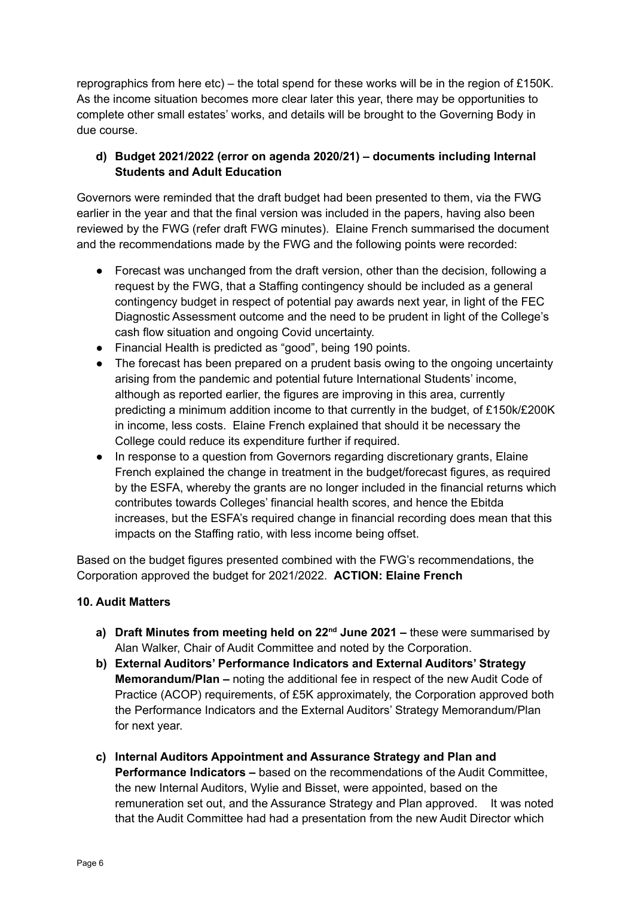reprographics from here etc) – the total spend for these works will be in the region of £150K. As the income situation becomes more clear later this year, there may be opportunities to complete other small estates' works, and details will be brought to the Governing Body in due course.

**d) Budget 2021/2022 (error on agenda 2020/21) – documents including Internal Students and Adult Education**

Governors were reminded that the draft budget had been presented to them, via the FWG earlier in the year and that the final version was included in the papers, having also been reviewed by the FWG (refer draft FWG minutes). Elaine French summarised the document and the recommendations made by the FWG and the following points were recorded:

- Forecast was unchanged from the draft version, other than the decision, following a request by the FWG, that a Staffing contingency should be included as a general contingency budget in respect of potential pay awards next year, in light of the FEC Diagnostic Assessment outcome and the need to be prudent in light of the College's cash flow situation and ongoing Covid uncertainty.
- Financial Health is predicted as "good", being 190 points.
- The forecast has been prepared on a prudent basis owing to the ongoing uncertainty arising from the pandemic and potential future International Students' income, although as reported earlier, the figures are improving in this area, currently predicting a minimum addition income to that currently in the budget, of £150k/£200K in income, less costs. Elaine French explained that should it be necessary the College could reduce its expenditure further if required.
- In response to a question from Governors regarding discretionary grants, Elaine French explained the change in treatment in the budget/forecast figures, as required by the ESFA, whereby the grants are no longer included in the financial returns which contributes towards Colleges' financial health scores, and hence the Ebitda increases, but the ESFA's required change in financial recording does mean that this impacts on the Staffing ratio, with less income being offset.

Based on the budget figures presented combined with the FWG's recommendations, the Corporation approved the budget for 2021/2022. **ACTION: Elaine French**

**10. Audit Matters**

a) **Draft Minutes from meeting held on 22nd June 2021 –** these were summarised by Alan Walker, Chair of Audit Committee and noted by the Corporation.

b) **External Auditors' Performance Indicators and External Auditors' Strategy Memorandum/Plan –** noting the additional fee in respect of the new Audit Code of Practice (ACOP) requirements, of £5K approximately, the Corporation approved both the Performance Indicators and the External Auditors' Strategy Memorandum/Plan for next year.

c) **Internal Auditors Appointment and Assurance Strategy and Plan and Performance Indicators –** based on the recommendations of the Audit Committee, the new Internal Auditors, Wylie and Bisset, were appointed, based on the remuneration set out, and the Assurance Strategy and Plan approved. It was noted that the Audit Committee had had a presentation from the new Audit Director which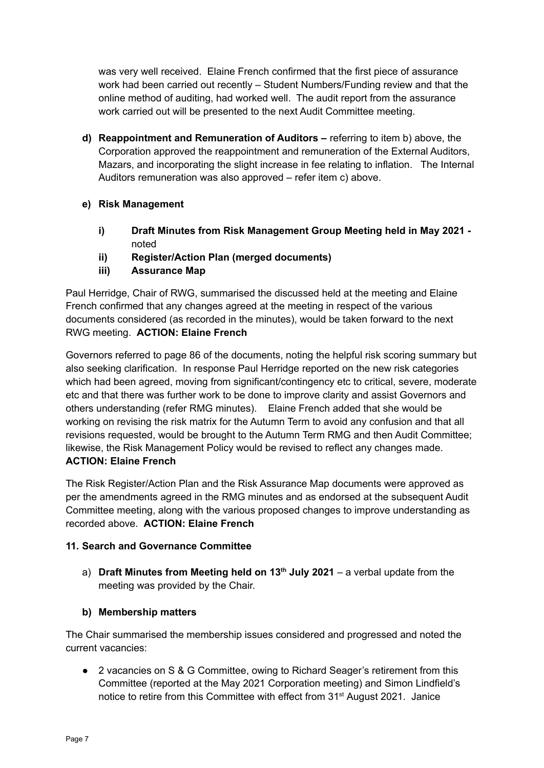was very well received. Elaine French confirmed that the first piece of assurance work had been carried out recently – Student Numbers/Funding review and that the online method of auditing, had worked well. The audit report from the assurance work carried out will be presented to the next Audit Committee meeting.

**d) Reappointment and Remuneration of Auditors –** referring to item b) above, the Corporation approved the reappointment and remuneration of the External Auditors, Mazars, and incorporating the slight increase in fee relating to inflation. The Internal Auditors remuneration was also approved – refer item c) above.

**e) Risk Management**

- **i) Draft Minutes from Risk Management Group Meeting held in May 2021 -** noted
- **ii) Register/Action Plan (merged documents)**
- **iii) Assurance Map**

Paul Herridge, Chair of RWG, summarised the discussed held at the meeting and Elaine French confirmed that any changes agreed at the meeting in respect of the various documents considered (as recorded in the minutes), would be taken forward to the next RWG meeting. **ACTION: Elaine French**

Governors referred to page 86 of the documents, noting the helpful risk scoring summary but also seeking clarification. In response Paul Herridge reported on the new risk categories which had been agreed, moving from significant/contingency etc to critical, severe, moderate etc and that there was further work to be done to improve clarity and assist Governors and others understanding (refer RMG minutes). Elaine French added that she would be working on revising the risk matrix for the Autumn Term to avoid any confusion and that all revisions requested, would be brought to the Autumn Term RMG and then Audit Committee; likewise, the Risk Management Policy would be revised to reflect any changes made. **ACTION: Elaine French**

The Risk Register/Action Plan and the Risk Assurance Map documents were approved as per the amendments agreed in the RMG minutes and as endorsed at the subsequent Audit Committee meeting, along with the various proposed changes to improve understanding as recorded above. **ACTION: Elaine French**

**11. Search and Governance Committee**

a) **Draft Minutes from Meeting held on 13th July 2021** – a verbal update from the meeting was provided by the Chair.

**b) Membership matters**

The Chair summarised the membership issues considered and progressed and noted the current vacancies:

- 2 vacancies on S & G Committee, owing to Richard Seager's retirement from this Committee (reported at the May 2021 Corporation meeting) and Simon Lindfield's notice to retire from this Committee with effect from 31st August 2021. Janice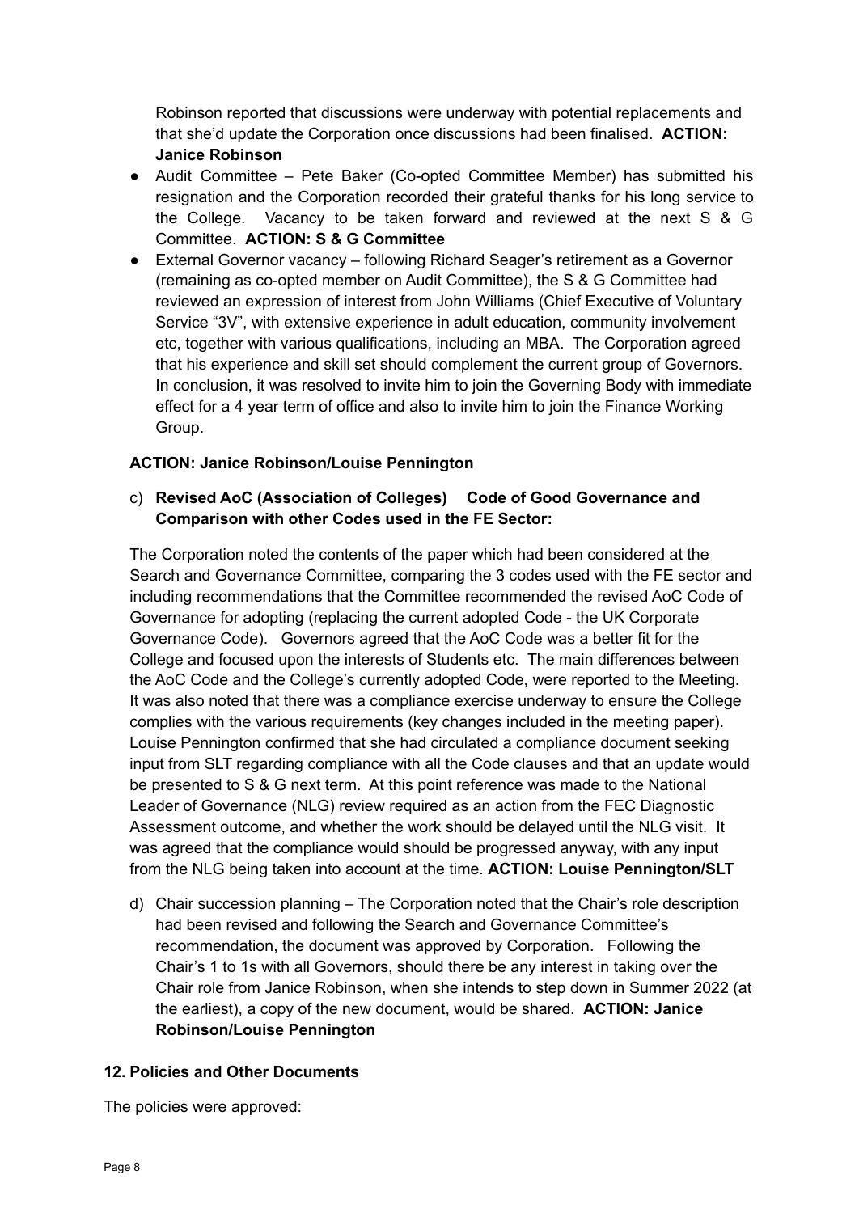Robinson reported that discussions were underway with potential replacements and that she'd update the Corporation once discussions had been finalised. **ACTION: Janice Robinson**

- Audit Committee – Pete Baker (Co-opted Committee Member) has submitted his resignation and the Corporation recorded their grateful thanks for his long service to the College. Vacancy to be taken forward and reviewed at the next S & G Committee. **ACTION: S & G Committee**
- External Governor vacancy – following Richard Seager's retirement as a Governor (remaining as co-opted member on Audit Committee), the S & G Committee had reviewed an expression of interest from John Williams (Chief Executive of Voluntary Service "3V", with extensive experience in adult education, community involvement etc, together with various qualifications, including an MBA. The Corporation agreed that his experience and skill set should complement the current group of Governors. In conclusion, it was resolved to invite him to join the Governing Body with immediate effect for a 4 year term of office and also to invite him to join the Finance Working Group.

**ACTION: Janice Robinson/Louise Pennington**

c) **Revised AoC (Association of Colleges) Code of Good Governance and Comparison with other Codes used in the FE Sector:**

The Corporation noted the contents of the paper which had been considered at the Search and Governance Committee, comparing the 3 codes used with the FE sector and including recommendations that the Committee recommended the revised AoC Code of Governance for adopting (replacing the current adopted Code - the UK Corporate Governance Code). Governors agreed that the AoC Code was a better fit for the College and focused upon the interests of Students etc. The main differences between the AoC Code and the College's currently adopted Code, were reported to the Meeting. It was also noted that there was a compliance exercise underway to ensure the College complies with the various requirements (key changes included in the meeting paper). Louise Pennington confirmed that she had circulated a compliance document seeking input from SLT regarding compliance with all the Code clauses and that an update would be presented to S & G next term. At this point reference was made to the National Leader of Governance (NLG) review required as an action from the FEC Diagnostic Assessment outcome, and whether the work should be delayed until the NLG visit. It was agreed that the compliance would should be progressed anyway, with any input from the NLG being taken into account at the time. **ACTION: Louise Pennington/SLT**

d) Chair succession planning – The Corporation noted that the Chair's role description had been revised and following the Search and Governance Committee's recommendation, the document was approved by Corporation. Following the Chair's 1 to 1s with all Governors, should there be any interest in taking over the Chair role from Janice Robinson, when she intends to step down in Summer 2022 (at the earliest), a copy of the new document, would be shared. **ACTION: Janice Robinson/Louise Pennington**

## 12. Policies and Other Documents

The policies were approved: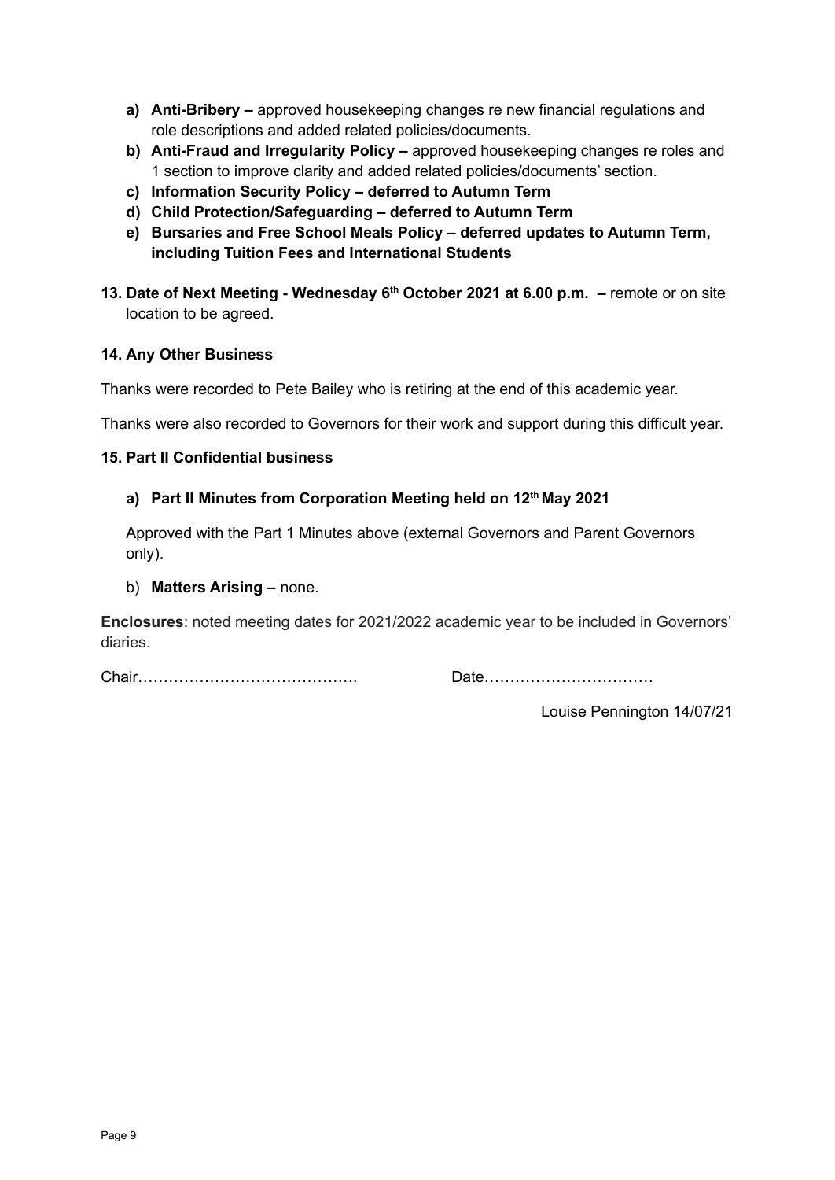a) **Anti-Bribery –** approved housekeeping changes re new financial regulations and role descriptions and added related policies/documents.
b) **Anti-Fraud and Irregularity Policy –** approved housekeeping changes re roles and 1 section to improve clarity and added related policies/documents' section.
c) **Information Security Policy – deferred to Autumn Term**
d) **Child Protection/Safeguarding – deferred to Autumn Term**
e) **Bursaries and Free School Meals Policy – deferred updates to Autumn Term, including Tuition Fees and International Students**

**13. Date of Next Meeting - Wednesday 6th October 2021 at 6.00 p.m. –** remote or on site location to be agreed.

**14. Any Other Business**

Thanks were recorded to Pete Bailey who is retiring at the end of this academic year.

Thanks were also recorded to Governors for their work and support during this difficult year.

**15. Part II Confidential business**

a) **Part II Minutes from Corporation Meeting held on 12th May 2021**

Approved with the Part 1 Minutes above (external Governors and Parent Governors only).

b) **Matters Arising –** none.

**Enclosures**: noted meeting dates for 2021/2022 academic year to be included in Governors' diaries.

Chair……………………………………. Date……………………………

Louise Pennington 14/07/21